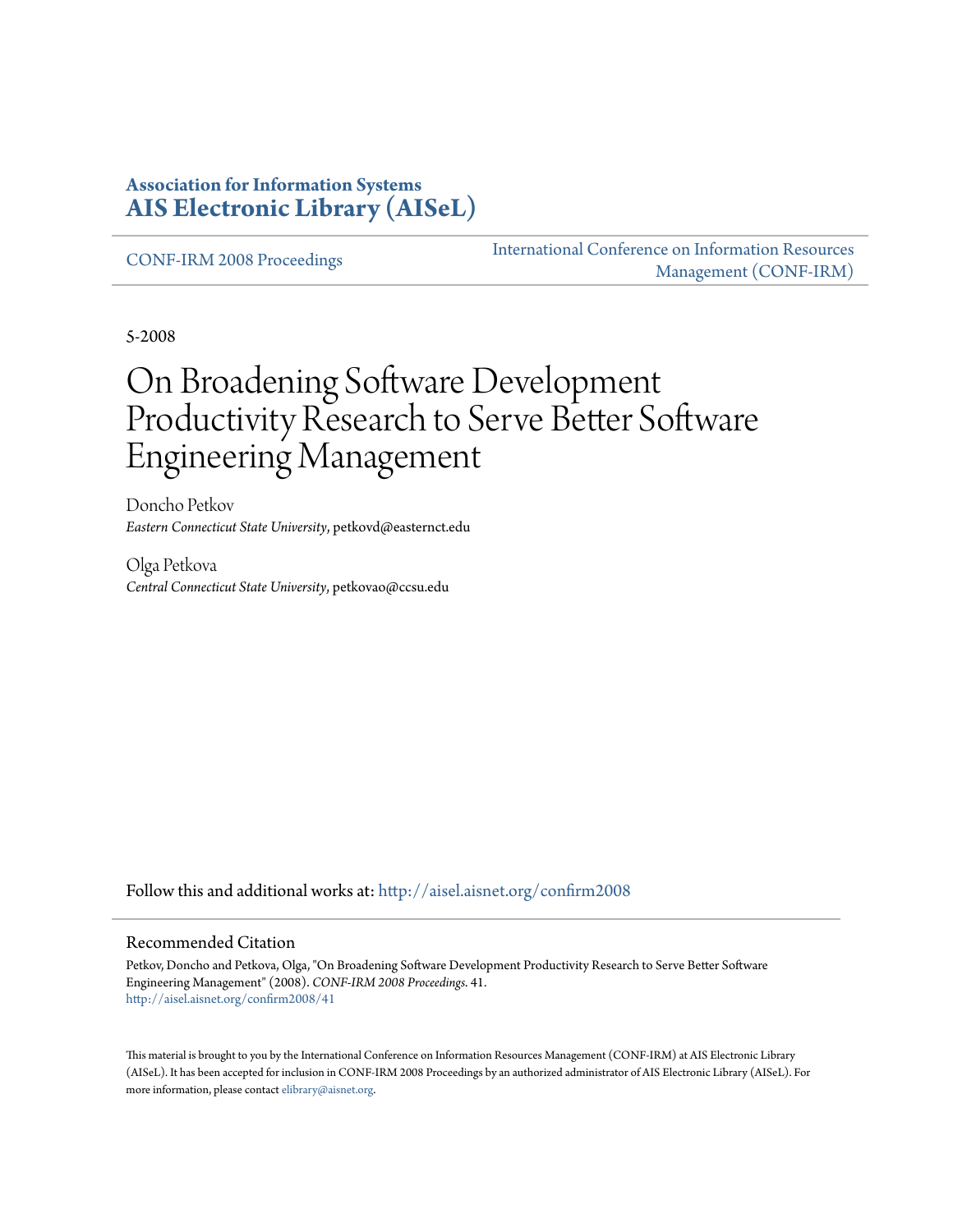**Association for Information Systems**
**AIS Electronic Library (AISeL)**

CONF-IRM 2008 Proceedings | International Conference on Information Resources Management (CONF-IRM)

5-2008

# On Broadening Software Development Productivity Research to Serve Better Software Engineering Management

Doncho Petkov
*Eastern Connecticut State University*, petkovd@easternct.edu

Olga Petkova
*Central Connecticut State University*, petkovao@ccsu.edu

Follow this and additional works at: http://aisel.aisnet.org/confirm2008

## Recommended Citation

Petkov, Doncho and Petkova, Olga, "On Broadening Software Development Productivity Research to Serve Better Software Engineering Management" (2008). *CONF-IRM 2008 Proceedings*. 41.
http://aisel.aisnet.org/confirm2008/41

This material is brought to you by the International Conference on Information Resources Management (CONF-IRM) at AIS Electronic Library (AISeL). It has been accepted for inclusion in CONF-IRM 2008 Proceedings by an authorized administrator of AIS Electronic Library (AISeL). For more information, please contact elibrary@aisnet.org.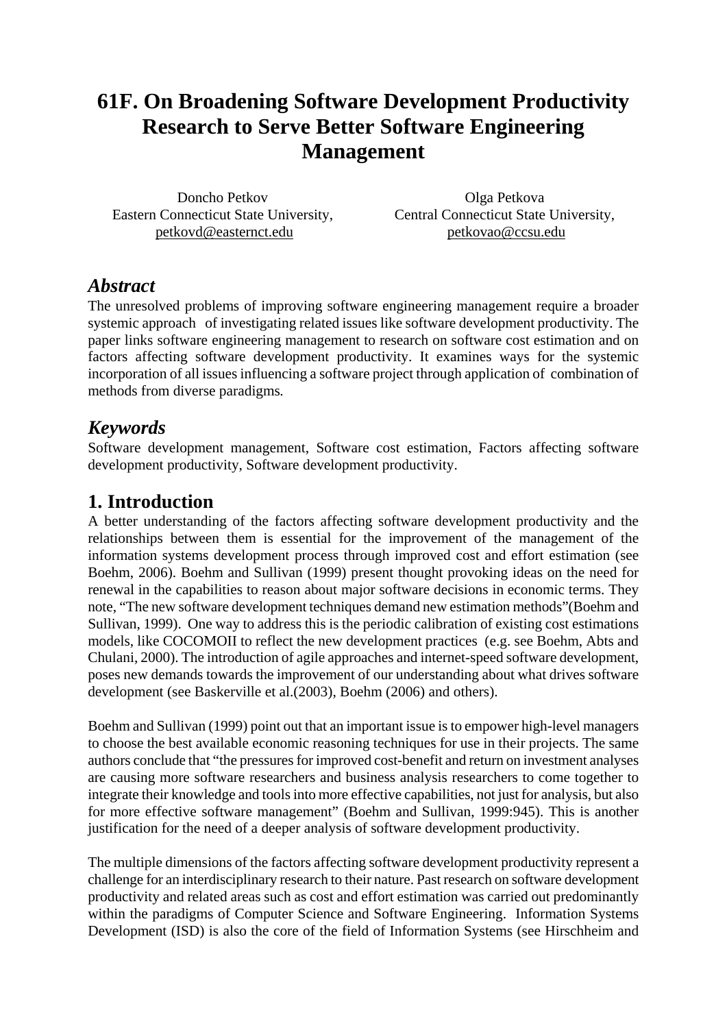# 61F. On Broadening Software Development Productivity Research to Serve Better Software Engineering Management

Doncho Petkov
Eastern Connecticut State University,
petkovd@easternct.edu

Olga Petkova
Central Connecticut State University,
petkovao@ccsu.edu

## *Abstract*

The unresolved problems of improving software engineering management require a broader systemic approach of investigating related issues like software development productivity. The paper links software engineering management to research on software cost estimation and on factors affecting software development productivity. It examines ways for the systemic incorporation of all issues influencing a software project through application of combination of methods from diverse paradigms.

## *Keywords*

Software development management, Software cost estimation, Factors affecting software development productivity, Software development productivity.

## 1. Introduction

A better understanding of the factors affecting software development productivity and the relationships between them is essential for the improvement of the management of the information systems development process through improved cost and effort estimation (see Boehm, 2006). Boehm and Sullivan (1999) present thought provoking ideas on the need for renewal in the capabilities to reason about major software decisions in economic terms. They note, "The new software development techniques demand new estimation methods"(Boehm and Sullivan, 1999). One way to address this is the periodic calibration of existing cost estimations models, like COCOMOII to reflect the new development practices (e.g. see Boehm, Abts and Chulani, 2000). The introduction of agile approaches and internet-speed software development, poses new demands towards the improvement of our understanding about what drives software development (see Baskerville et al.(2003), Boehm (2006) and others).

Boehm and Sullivan (1999) point out that an important issue is to empower high-level managers to choose the best available economic reasoning techniques for use in their projects. The same authors conclude that "the pressures for improved cost-benefit and return on investment analyses are causing more software researchers and business analysis researchers to come together to integrate their knowledge and tools into more effective capabilities, not just for analysis, but also for more effective software management" (Boehm and Sullivan, 1999:945). This is another justification for the need of a deeper analysis of software development productivity.

The multiple dimensions of the factors affecting software development productivity represent a challenge for an interdisciplinary research to their nature. Past research on software development productivity and related areas such as cost and effort estimation was carried out predominantly within the paradigms of Computer Science and Software Engineering. Information Systems Development (ISD) is also the core of the field of Information Systems (see Hirschheim and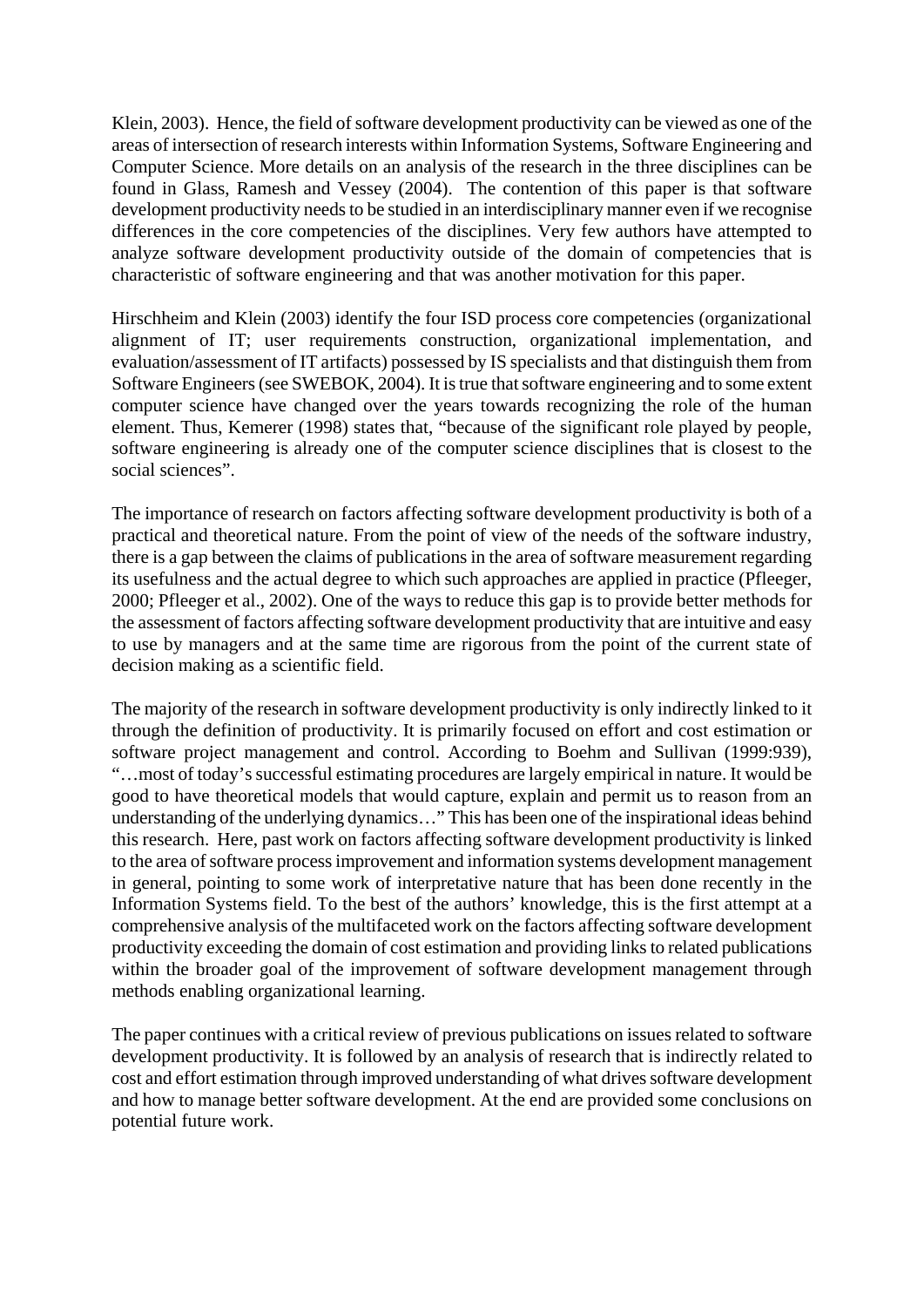Klein, 2003). Hence, the field of software development productivity can be viewed as one of the areas of intersection of research interests within Information Systems, Software Engineering and Computer Science. More details on an analysis of the research in the three disciplines can be found in Glass, Ramesh and Vessey (2004). The contention of this paper is that software development productivity needs to be studied in an interdisciplinary manner even if we recognise differences in the core competencies of the disciplines. Very few authors have attempted to analyze software development productivity outside of the domain of competencies that is characteristic of software engineering and that was another motivation for this paper.

Hirschheim and Klein (2003) identify the four ISD process core competencies (organizational alignment of IT; user requirements construction, organizational implementation, and evaluation/assessment of IT artifacts) possessed by IS specialists and that distinguish them from Software Engineers (see SWEBOK, 2004). It is true that software engineering and to some extent computer science have changed over the years towards recognizing the role of the human element. Thus, Kemerer (1998) states that, "because of the significant role played by people, software engineering is already one of the computer science disciplines that is closest to the social sciences".

The importance of research on factors affecting software development productivity is both of a practical and theoretical nature. From the point of view of the needs of the software industry, there is a gap between the claims of publications in the area of software measurement regarding its usefulness and the actual degree to which such approaches are applied in practice (Pfleeger, 2000; Pfleeger et al., 2002). One of the ways to reduce this gap is to provide better methods for the assessment of factors affecting software development productivity that are intuitive and easy to use by managers and at the same time are rigorous from the point of the current state of decision making as a scientific field.

The majority of the research in software development productivity is only indirectly linked to it through the definition of productivity. It is primarily focused on effort and cost estimation or software project management and control. According to Boehm and Sullivan (1999:939), "…most of today's successful estimating procedures are largely empirical in nature. It would be good to have theoretical models that would capture, explain and permit us to reason from an understanding of the underlying dynamics…" This has been one of the inspirational ideas behind this research. Here, past work on factors affecting software development productivity is linked to the area of software process improvement and information systems development management in general, pointing to some work of interpretative nature that has been done recently in the Information Systems field. To the best of the authors' knowledge, this is the first attempt at a comprehensive analysis of the multifaceted work on the factors affecting software development productivity exceeding the domain of cost estimation and providing links to related publications within the broader goal of the improvement of software development management through methods enabling organizational learning.

The paper continues with a critical review of previous publications on issues related to software development productivity. It is followed by an analysis of research that is indirectly related to cost and effort estimation through improved understanding of what drives software development and how to manage better software development. At the end are provided some conclusions on potential future work.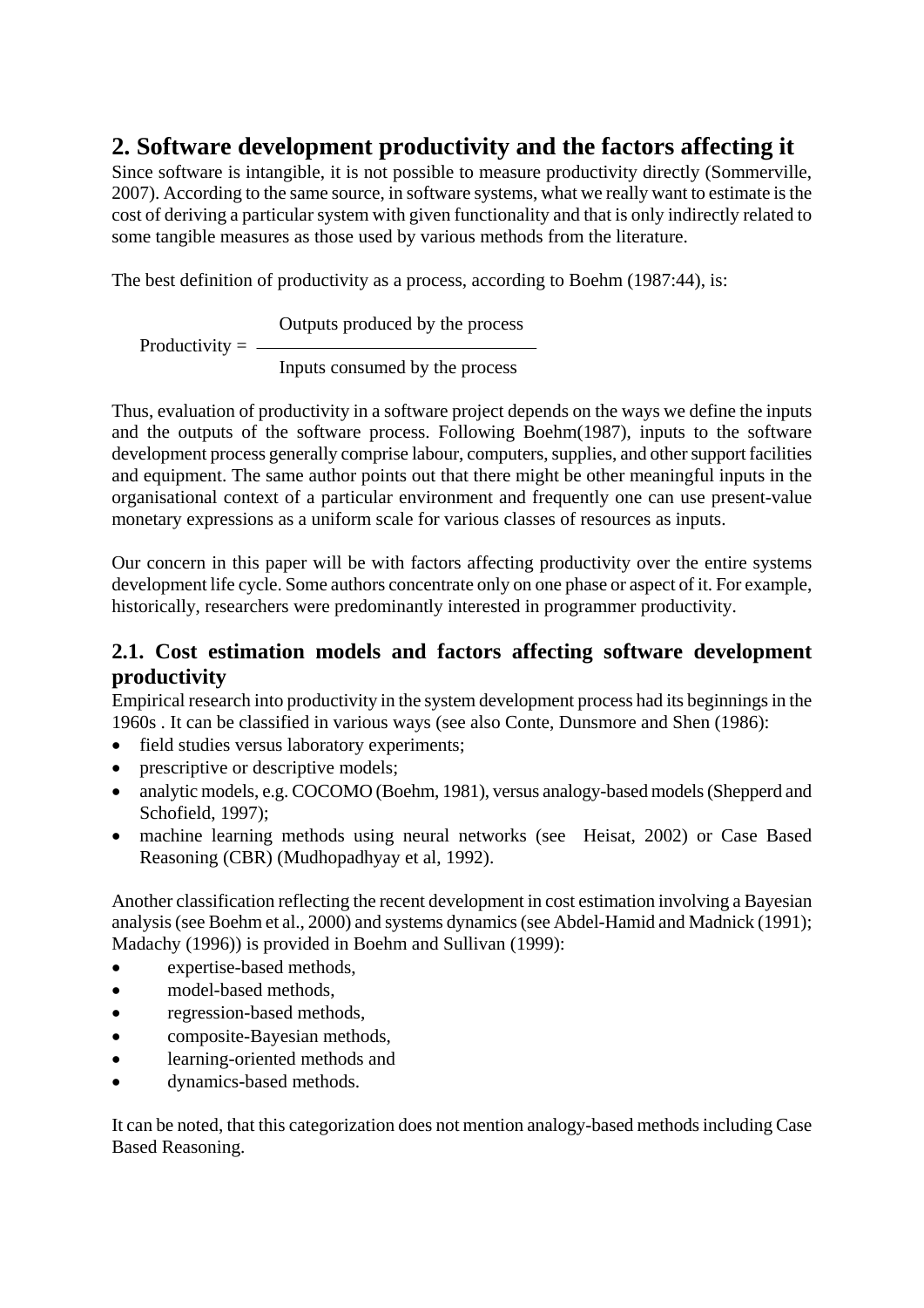## 2. Software development productivity and the factors affecting it

Since software is intangible, it is not possible to measure productivity directly (Sommerville, 2007). According to the same source, in software systems, what we really want to estimate is the cost of deriving a particular system with given functionality and that is only indirectly related to some tangible measures as those used by various methods from the literature.

The best definition of productivity as a process, according to Boehm (1987:44), is:

$$\text{Productivity} = \frac{\text{Outputs produced by the process}}{\text{Inputs consumed by the process}}$$

Thus, evaluation of productivity in a software project depends on the ways we define the inputs and the outputs of the software process. Following Boehm(1987), inputs to the software development process generally comprise labour, computers, supplies, and other support facilities and equipment. The same author points out that there might be other meaningful inputs in the organisational context of a particular environment and frequently one can use present-value monetary expressions as a uniform scale for various classes of resources as inputs.

Our concern in this paper will be with factors affecting productivity over the entire systems development life cycle. Some authors concentrate only on one phase or aspect of it. For example, historically, researchers were predominantly interested in programmer productivity.

### 2.1. Cost estimation models and factors affecting software development productivity

Empirical research into productivity in the system development process had its beginnings in the 1960s . It can be classified in various ways (see also Conte, Dunsmore and Shen (1986):

- field studies versus laboratory experiments;
- prescriptive or descriptive models;
- analytic models, e.g. COCOMO (Boehm, 1981), versus analogy-based models (Shepperd and Schofield, 1997);
- machine learning methods using neural networks (see Heisat, 2002) or Case Based Reasoning (CBR) (Mudhopadhyay et al, 1992).

Another classification reflecting the recent development in cost estimation involving a Bayesian analysis (see Boehm et al., 2000) and systems dynamics (see Abdel-Hamid and Madnick (1991); Madachy (1996)) is provided in Boehm and Sullivan (1999):

- expertise-based methods,
- model-based methods,
- regression-based methods,
- composite-Bayesian methods,
- learning-oriented methods and
- dynamics-based methods.

It can be noted, that this categorization does not mention analogy-based methods including Case Based Reasoning.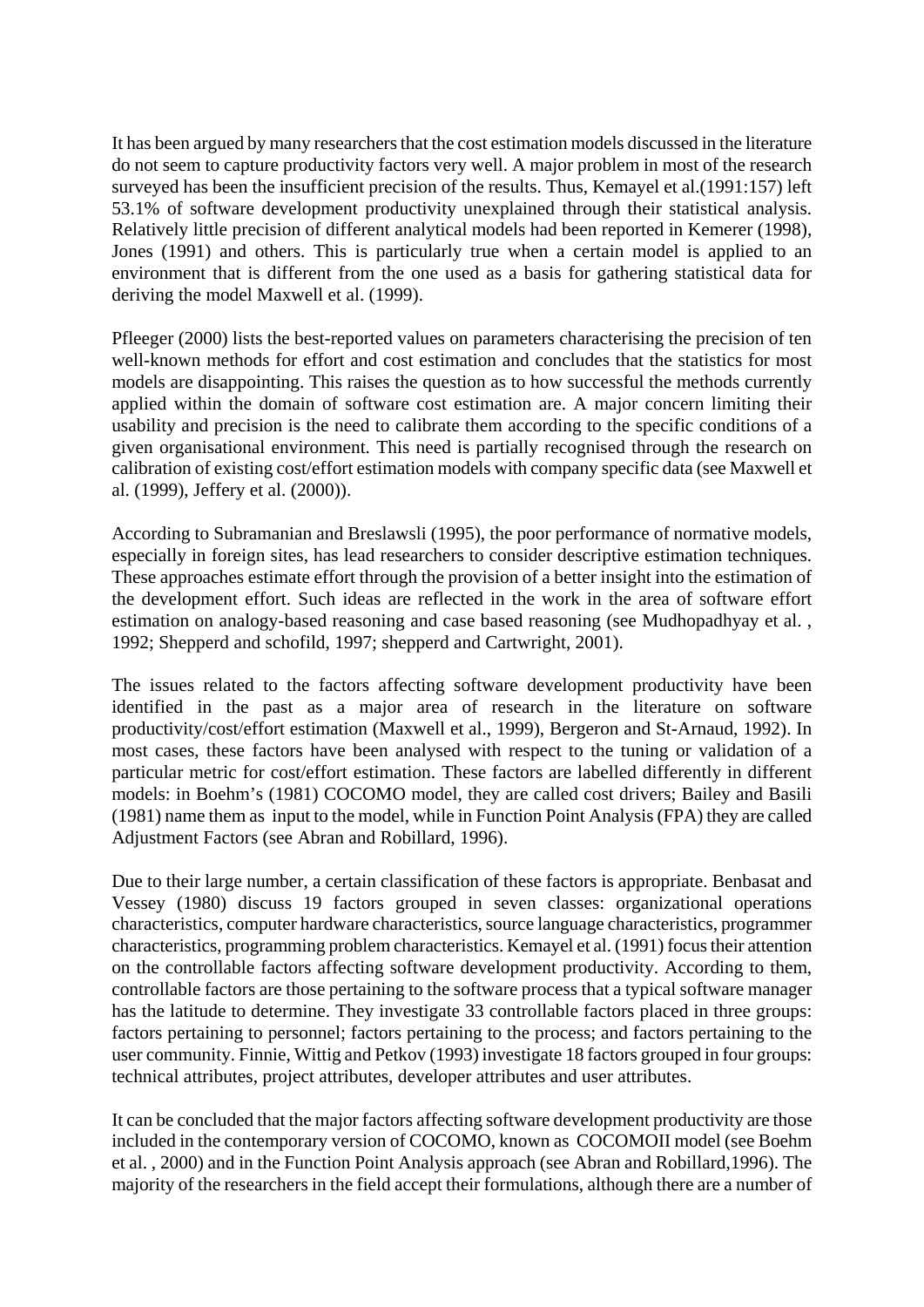It has been argued by many researchers that the cost estimation models discussed in the literature do not seem to capture productivity factors very well. A major problem in most of the research surveyed has been the insufficient precision of the results. Thus, Kemayel et al.(1991:157) left 53.1% of software development productivity unexplained through their statistical analysis. Relatively little precision of different analytical models had been reported in Kemerer (1998), Jones (1991) and others. This is particularly true when a certain model is applied to an environment that is different from the one used as a basis for gathering statistical data for deriving the model Maxwell et al. (1999).

Pfleeger (2000) lists the best-reported values on parameters characterising the precision of ten well-known methods for effort and cost estimation and concludes that the statistics for most models are disappointing. This raises the question as to how successful the methods currently applied within the domain of software cost estimation are. A major concern limiting their usability and precision is the need to calibrate them according to the specific conditions of a given organisational environment. This need is partially recognised through the research on calibration of existing cost/effort estimation models with company specific data (see Maxwell et al. (1999), Jeffery et al. (2000)).

According to Subramanian and Breslawsli (1995), the poor performance of normative models, especially in foreign sites, has lead researchers to consider descriptive estimation techniques. These approaches estimate effort through the provision of a better insight into the estimation of the development effort. Such ideas are reflected in the work in the area of software effort estimation on analogy-based reasoning and case based reasoning (see Mudhopadhyay et al. , 1992; Shepperd and schofild, 1997; shepperd and Cartwright, 2001).

The issues related to the factors affecting software development productivity have been identified in the past as a major area of research in the literature on software productivity/cost/effort estimation (Maxwell et al., 1999), Bergeron and St-Arnaud, 1992). In most cases, these factors have been analysed with respect to the tuning or validation of a particular metric for cost/effort estimation. These factors are labelled differently in different models: in Boehm's (1981) COCOMO model, they are called cost drivers; Bailey and Basili (1981) name them as input to the model, while in Function Point Analysis (FPA) they are called Adjustment Factors (see Abran and Robillard, 1996).

Due to their large number, a certain classification of these factors is appropriate. Benbasat and Vessey (1980) discuss 19 factors grouped in seven classes: organizational operations characteristics, computer hardware characteristics, source language characteristics, programmer characteristics, programming problem characteristics. Kemayel et al. (1991) focus their attention on the controllable factors affecting software development productivity. According to them, controllable factors are those pertaining to the software process that a typical software manager has the latitude to determine. They investigate 33 controllable factors placed in three groups: factors pertaining to personnel; factors pertaining to the process; and factors pertaining to the user community. Finnie, Wittig and Petkov (1993) investigate 18 factors grouped in four groups: technical attributes, project attributes, developer attributes and user attributes.

It can be concluded that the major factors affecting software development productivity are those included in the contemporary version of COCOMO, known as COCOMOII model (see Boehm et al. , 2000) and in the Function Point Analysis approach (see Abran and Robillard,1996). The majority of the researchers in the field accept their formulations, although there are a number of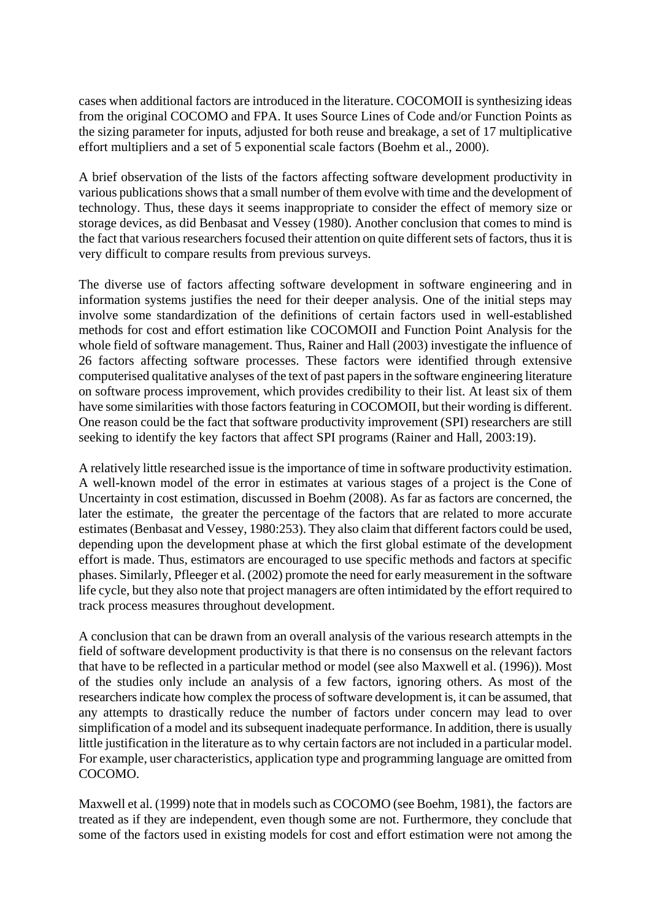cases when additional factors are introduced in the literature. COCOMOII is synthesizing ideas from the original COCOMO and FPA. It uses Source Lines of Code and/or Function Points as the sizing parameter for inputs, adjusted for both reuse and breakage, a set of 17 multiplicative effort multipliers and a set of 5 exponential scale factors (Boehm et al., 2000).

A brief observation of the lists of the factors affecting software development productivity in various publications shows that a small number of them evolve with time and the development of technology. Thus, these days it seems inappropriate to consider the effect of memory size or storage devices, as did Benbasat and Vessey (1980). Another conclusion that comes to mind is the fact that various researchers focused their attention on quite different sets of factors, thus it is very difficult to compare results from previous surveys.

The diverse use of factors affecting software development in software engineering and in information systems justifies the need for their deeper analysis. One of the initial steps may involve some standardization of the definitions of certain factors used in well-established methods for cost and effort estimation like COCOMOII and Function Point Analysis for the whole field of software management. Thus, Rainer and Hall (2003) investigate the influence of 26 factors affecting software processes. These factors were identified through extensive computerised qualitative analyses of the text of past papers in the software engineering literature on software process improvement, which provides credibility to their list. At least six of them have some similarities with those factors featuring in COCOMOII, but their wording is different. One reason could be the fact that software productivity improvement (SPI) researchers are still seeking to identify the key factors that affect SPI programs (Rainer and Hall, 2003:19).

A relatively little researched issue is the importance of time in software productivity estimation. A well-known model of the error in estimates at various stages of a project is the Cone of Uncertainty in cost estimation, discussed in Boehm (2008). As far as factors are concerned, the later the estimate, the greater the percentage of the factors that are related to more accurate estimates (Benbasat and Vessey, 1980:253). They also claim that different factors could be used, depending upon the development phase at which the first global estimate of the development effort is made. Thus, estimators are encouraged to use specific methods and factors at specific phases. Similarly, Pfleeger et al. (2002) promote the need for early measurement in the software life cycle, but they also note that project managers are often intimidated by the effort required to track process measures throughout development.

A conclusion that can be drawn from an overall analysis of the various research attempts in the field of software development productivity is that there is no consensus on the relevant factors that have to be reflected in a particular method or model (see also Maxwell et al. (1996)). Most of the studies only include an analysis of a few factors, ignoring others. As most of the researchers indicate how complex the process of software development is, it can be assumed, that any attempts to drastically reduce the number of factors under concern may lead to over simplification of a model and its subsequent inadequate performance. In addition, there is usually little justification in the literature as to why certain factors are not included in a particular model. For example, user characteristics, application type and programming language are omitted from COCOMO.

Maxwell et al. (1999) note that in models such as COCOMO (see Boehm, 1981), the factors are treated as if they are independent, even though some are not. Furthermore, they conclude that some of the factors used in existing models for cost and effort estimation were not among the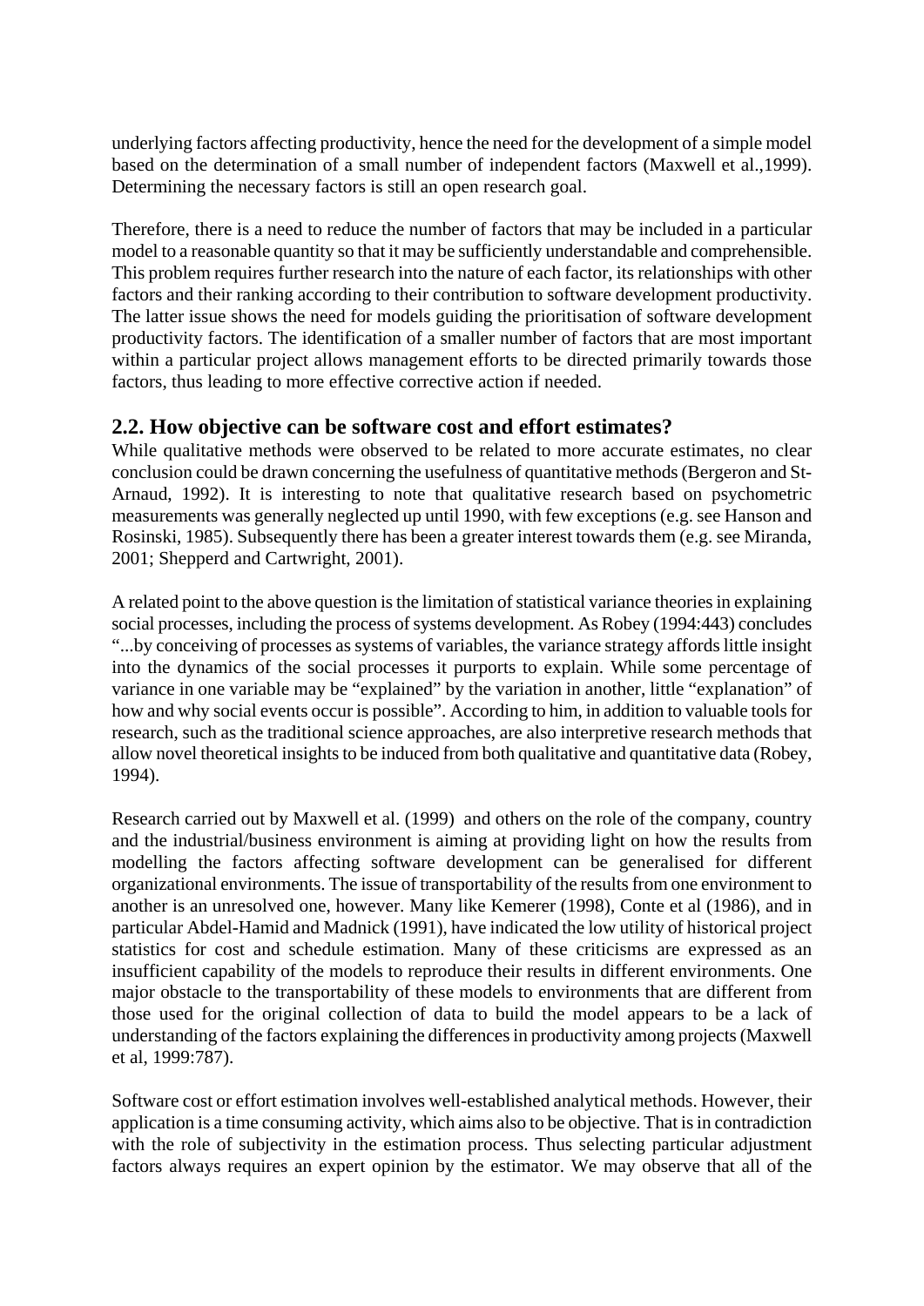underlying factors affecting productivity, hence the need for the development of a simple model based on the determination of a small number of independent factors (Maxwell et al.,1999). Determining the necessary factors is still an open research goal.

Therefore, there is a need to reduce the number of factors that may be included in a particular model to a reasonable quantity so that it may be sufficiently understandable and comprehensible. This problem requires further research into the nature of each factor, its relationships with other factors and their ranking according to their contribution to software development productivity. The latter issue shows the need for models guiding the prioritisation of software development productivity factors. The identification of a smaller number of factors that are most important within a particular project allows management efforts to be directed primarily towards those factors, thus leading to more effective corrective action if needed.

## 2.2. How objective can be software cost and effort estimates?

While qualitative methods were observed to be related to more accurate estimates, no clear conclusion could be drawn concerning the usefulness of quantitative methods (Bergeron and St-Arnaud, 1992). It is interesting to note that qualitative research based on psychometric measurements was generally neglected up until 1990, with few exceptions (e.g. see Hanson and Rosinski, 1985). Subsequently there has been a greater interest towards them (e.g. see Miranda, 2001; Shepperd and Cartwright, 2001).

A related point to the above question is the limitation of statistical variance theories in explaining social processes, including the process of systems development. As Robey (1994:443) concludes "...by conceiving of processes as systems of variables, the variance strategy affords little insight into the dynamics of the social processes it purports to explain. While some percentage of variance in one variable may be "explained" by the variation in another, little "explanation" of how and why social events occur is possible". According to him, in addition to valuable tools for research, such as the traditional science approaches, are also interpretive research methods that allow novel theoretical insights to be induced from both qualitative and quantitative data (Robey, 1994).

Research carried out by Maxwell et al. (1999) and others on the role of the company, country and the industrial/business environment is aiming at providing light on how the results from modelling the factors affecting software development can be generalised for different organizational environments. The issue of transportability of the results from one environment to another is an unresolved one, however. Many like Kemerer (1998), Conte et al (1986), and in particular Abdel-Hamid and Madnick (1991), have indicated the low utility of historical project statistics for cost and schedule estimation. Many of these criticisms are expressed as an insufficient capability of the models to reproduce their results in different environments. One major obstacle to the transportability of these models to environments that are different from those used for the original collection of data to build the model appears to be a lack of understanding of the factors explaining the differences in productivity among projects (Maxwell et al, 1999:787).

Software cost or effort estimation involves well-established analytical methods. However, their application is a time consuming activity, which aims also to be objective. That is in contradiction with the role of subjectivity in the estimation process. Thus selecting particular adjustment factors always requires an expert opinion by the estimator. We may observe that all of the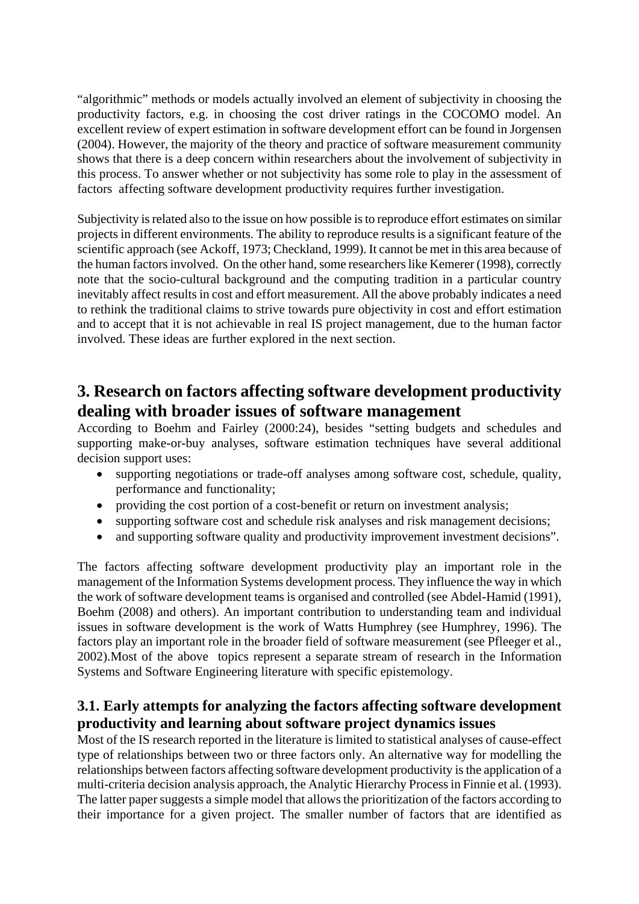"algorithmic" methods or models actually involved an element of subjectivity in choosing the productivity factors, e.g. in choosing the cost driver ratings in the COCOMO model. An excellent review of expert estimation in software development effort can be found in Jorgensen (2004). However, the majority of the theory and practice of software measurement community shows that there is a deep concern within researchers about the involvement of subjectivity in this process. To answer whether or not subjectivity has some role to play in the assessment of factors affecting software development productivity requires further investigation.

Subjectivity is related also to the issue on how possible is to reproduce effort estimates on similar projects in different environments. The ability to reproduce results is a significant feature of the scientific approach (see Ackoff, 1973; Checkland, 1999). It cannot be met in this area because of the human factors involved. On the other hand, some researchers like Kemerer (1998), correctly note that the socio-cultural background and the computing tradition in a particular country inevitably affect results in cost and effort measurement. All the above probably indicates a need to rethink the traditional claims to strive towards pure objectivity in cost and effort estimation and to accept that it is not achievable in real IS project management, due to the human factor involved. These ideas are further explored in the next section.

## 3. Research on factors affecting software development productivity dealing with broader issues of software management

According to Boehm and Fairley (2000:24), besides "setting budgets and schedules and supporting make-or-buy analyses, software estimation techniques have several additional decision support uses:

- supporting negotiations or trade-off analyses among software cost, schedule, quality, performance and functionality;
- providing the cost portion of a cost-benefit or return on investment analysis;
- supporting software cost and schedule risk analyses and risk management decisions;
- and supporting software quality and productivity improvement investment decisions".

The factors affecting software development productivity play an important role in the management of the Information Systems development process. They influence the way in which the work of software development teams is organised and controlled (see Abdel-Hamid (1991), Boehm (2008) and others). An important contribution to understanding team and individual issues in software development is the work of Watts Humphrey (see Humphrey, 1996). The factors play an important role in the broader field of software measurement (see Pfleeger et al., 2002).Most of the above topics represent a separate stream of research in the Information Systems and Software Engineering literature with specific epistemology.

### 3.1. Early attempts for analyzing the factors affecting software development productivity and learning about software project dynamics issues

Most of the IS research reported in the literature is limited to statistical analyses of cause-effect type of relationships between two or three factors only. An alternative way for modelling the relationships between factors affecting software development productivity is the application of a multi-criteria decision analysis approach, the Analytic Hierarchy Process in Finnie et al. (1993). The latter paper suggests a simple model that allows the prioritization of the factors according to their importance for a given project. The smaller number of factors that are identified as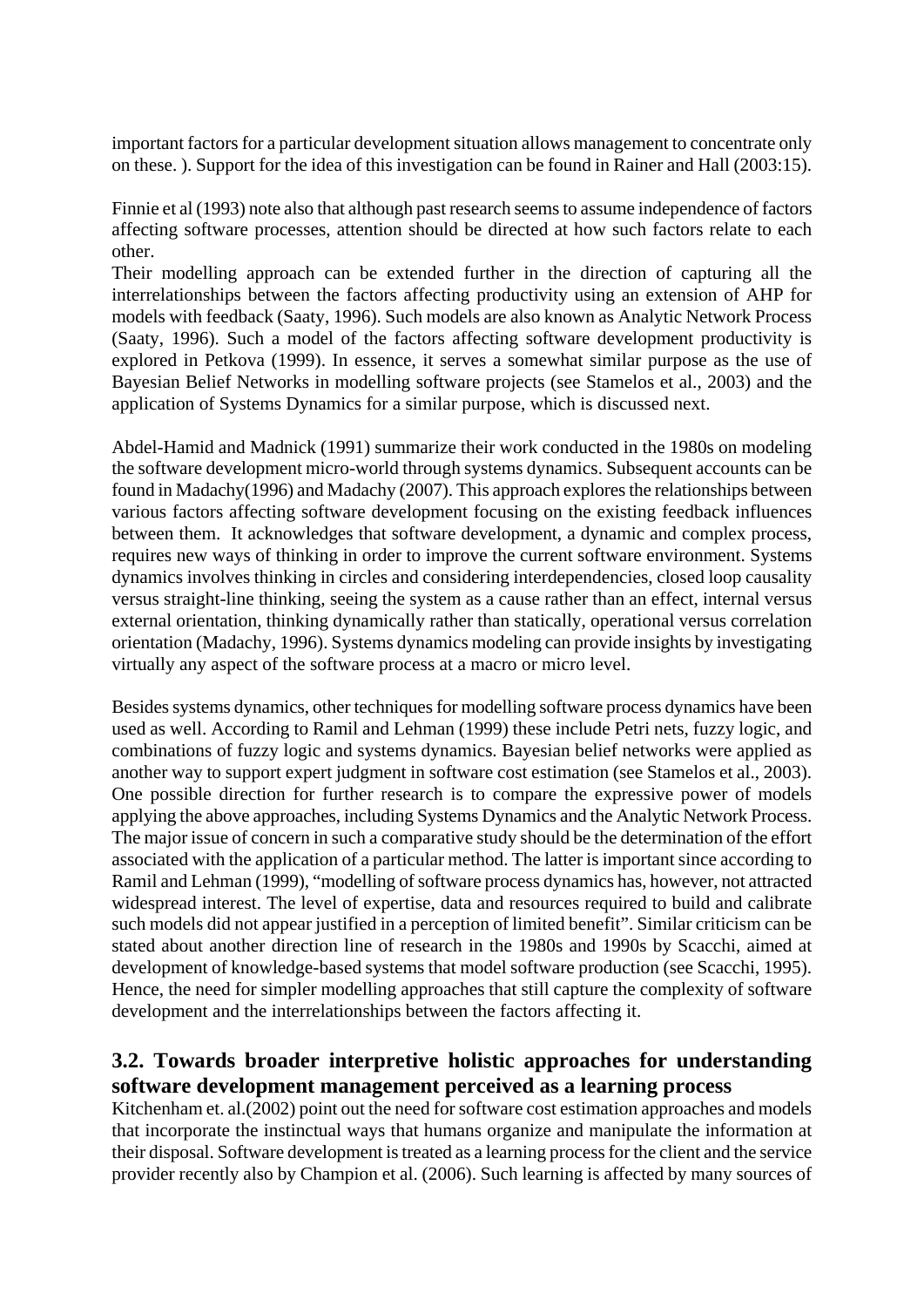important factors for a particular development situation allows management to concentrate only on these. ). Support for the idea of this investigation can be found in Rainer and Hall (2003:15).

Finnie et al (1993) note also that although past research seems to assume independence of factors affecting software processes, attention should be directed at how such factors relate to each other.

Their modelling approach can be extended further in the direction of capturing all the interrelationships between the factors affecting productivity using an extension of AHP for models with feedback (Saaty, 1996). Such models are also known as Analytic Network Process (Saaty, 1996). Such a model of the factors affecting software development productivity is explored in Petkova (1999). In essence, it serves a somewhat similar purpose as the use of Bayesian Belief Networks in modelling software projects (see Stamelos et al., 2003) and the application of Systems Dynamics for a similar purpose, which is discussed next.

Abdel-Hamid and Madnick (1991) summarize their work conducted in the 1980s on modeling the software development micro-world through systems dynamics. Subsequent accounts can be found in Madachy(1996) and Madachy (2007). This approach explores the relationships between various factors affecting software development focusing on the existing feedback influences between them. It acknowledges that software development, a dynamic and complex process, requires new ways of thinking in order to improve the current software environment. Systems dynamics involves thinking in circles and considering interdependencies, closed loop causality versus straight-line thinking, seeing the system as a cause rather than an effect, internal versus external orientation, thinking dynamically rather than statically, operational versus correlation orientation (Madachy, 1996). Systems dynamics modeling can provide insights by investigating virtually any aspect of the software process at a macro or micro level.

Besides systems dynamics, other techniques for modelling software process dynamics have been used as well. According to Ramil and Lehman (1999) these include Petri nets, fuzzy logic, and combinations of fuzzy logic and systems dynamics. Bayesian belief networks were applied as another way to support expert judgment in software cost estimation (see Stamelos et al., 2003). One possible direction for further research is to compare the expressive power of models applying the above approaches, including Systems Dynamics and the Analytic Network Process. The major issue of concern in such a comparative study should be the determination of the effort associated with the application of a particular method. The latter is important since according to Ramil and Lehman (1999), "modelling of software process dynamics has, however, not attracted widespread interest. The level of expertise, data and resources required to build and calibrate such models did not appear justified in a perception of limited benefit". Similar criticism can be stated about another direction line of research in the 1980s and 1990s by Scacchi, aimed at development of knowledge-based systems that model software production (see Scacchi, 1995). Hence, the need for simpler modelling approaches that still capture the complexity of software development and the interrelationships between the factors affecting it.

## 3.2. Towards broader interpretive holistic approaches for understanding software development management perceived as a learning process

Kitchenham et. al.(2002) point out the need for software cost estimation approaches and models that incorporate the instinctual ways that humans organize and manipulate the information at their disposal. Software development is treated as a learning process for the client and the service provider recently also by Champion et al. (2006). Such learning is affected by many sources of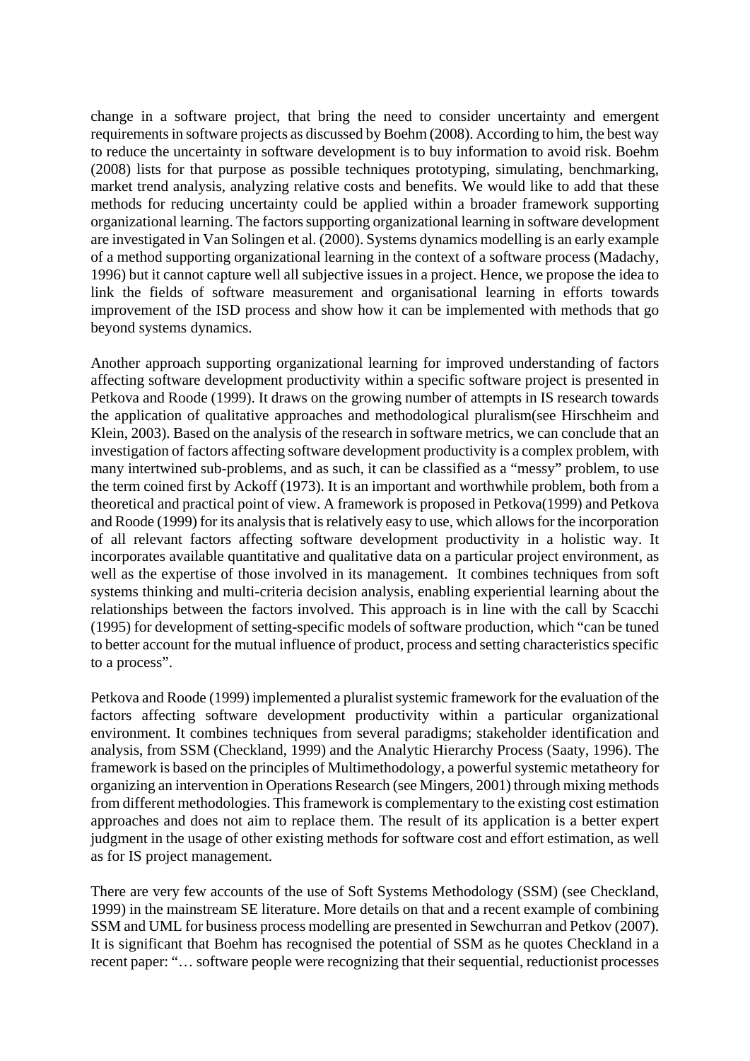change in a software project, that bring the need to consider uncertainty and emergent requirements in software projects as discussed by Boehm (2008). According to him, the best way to reduce the uncertainty in software development is to buy information to avoid risk. Boehm (2008) lists for that purpose as possible techniques prototyping, simulating, benchmarking, market trend analysis, analyzing relative costs and benefits. We would like to add that these methods for reducing uncertainty could be applied within a broader framework supporting organizational learning. The factors supporting organizational learning in software development are investigated in Van Solingen et al. (2000). Systems dynamics modelling is an early example of a method supporting organizational learning in the context of a software process (Madachy, 1996) but it cannot capture well all subjective issues in a project. Hence, we propose the idea to link the fields of software measurement and organisational learning in efforts towards improvement of the ISD process and show how it can be implemented with methods that go beyond systems dynamics.

Another approach supporting organizational learning for improved understanding of factors affecting software development productivity within a specific software project is presented in Petkova and Roode (1999). It draws on the growing number of attempts in IS research towards the application of qualitative approaches and methodological pluralism(see Hirschheim and Klein, 2003). Based on the analysis of the research in software metrics, we can conclude that an investigation of factors affecting software development productivity is a complex problem, with many intertwined sub-problems, and as such, it can be classified as a "messy" problem, to use the term coined first by Ackoff (1973). It is an important and worthwhile problem, both from a theoretical and practical point of view. A framework is proposed in Petkova(1999) and Petkova and Roode (1999) for its analysis that is relatively easy to use, which allows for the incorporation of all relevant factors affecting software development productivity in a holistic way. It incorporates available quantitative and qualitative data on a particular project environment, as well as the expertise of those involved in its management. It combines techniques from soft systems thinking and multi-criteria decision analysis, enabling experiential learning about the relationships between the factors involved. This approach is in line with the call by Scacchi (1995) for development of setting-specific models of software production, which "can be tuned to better account for the mutual influence of product, process and setting characteristics specific to a process".

Petkova and Roode (1999) implemented a pluralist systemic framework for the evaluation of the factors affecting software development productivity within a particular organizational environment. It combines techniques from several paradigms; stakeholder identification and analysis, from SSM (Checkland, 1999) and the Analytic Hierarchy Process (Saaty, 1996). The framework is based on the principles of Multimethodology, a powerful systemic metatheory for organizing an intervention in Operations Research (see Mingers, 2001) through mixing methods from different methodologies. This framework is complementary to the existing cost estimation approaches and does not aim to replace them. The result of its application is a better expert judgment in the usage of other existing methods for software cost and effort estimation, as well as for IS project management.

There are very few accounts of the use of Soft Systems Methodology (SSM) (see Checkland, 1999) in the mainstream SE literature. More details on that and a recent example of combining SSM and UML for business process modelling are presented in Sewchurran and Petkov (2007). It is significant that Boehm has recognised the potential of SSM as he quotes Checkland in a recent paper: "… software people were recognizing that their sequential, reductionist processes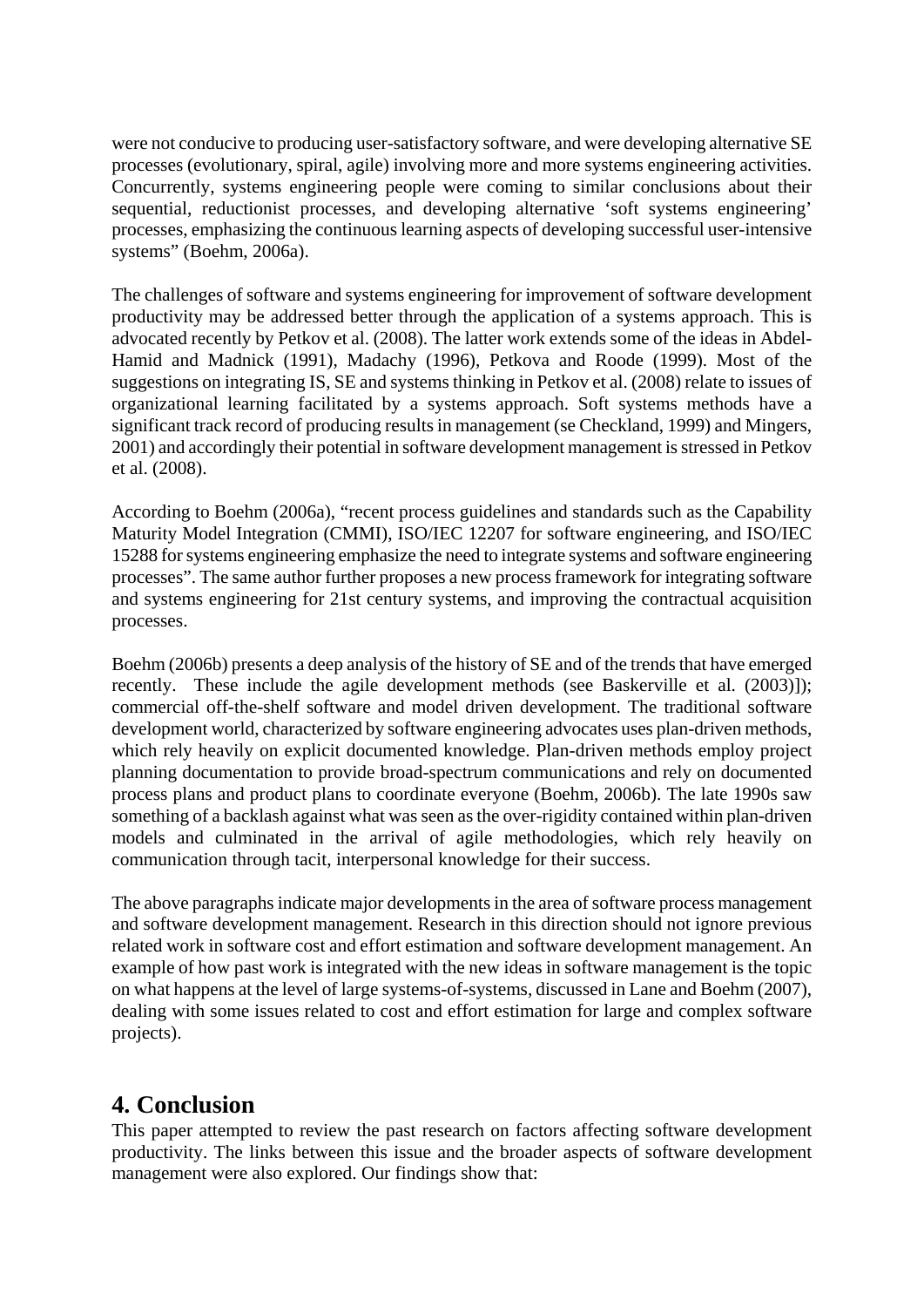were not conducive to producing user-satisfactory software, and were developing alternative SE processes (evolutionary, spiral, agile) involving more and more systems engineering activities. Concurrently, systems engineering people were coming to similar conclusions about their sequential, reductionist processes, and developing alternative 'soft systems engineering' processes, emphasizing the continuous learning aspects of developing successful user-intensive systems" (Boehm, 2006a).

The challenges of software and systems engineering for improvement of software development productivity may be addressed better through the application of a systems approach. This is advocated recently by Petkov et al. (2008). The latter work extends some of the ideas in Abdel-Hamid and Madnick (1991), Madachy (1996), Petkova and Roode (1999). Most of the suggestions on integrating IS, SE and systems thinking in Petkov et al. (2008) relate to issues of organizational learning facilitated by a systems approach. Soft systems methods have a significant track record of producing results in management (se Checkland, 1999) and Mingers, 2001) and accordingly their potential in software development management is stressed in Petkov et al. (2008).

According to Boehm (2006a), "recent process guidelines and standards such as the Capability Maturity Model Integration (CMMI), ISO/IEC 12207 for software engineering, and ISO/IEC 15288 for systems engineering emphasize the need to integrate systems and software engineering processes". The same author further proposes a new process framework for integrating software and systems engineering for 21st century systems, and improving the contractual acquisition processes.

Boehm (2006b) presents a deep analysis of the history of SE and of the trends that have emerged recently. These include the agile development methods (see Baskerville et al. (2003)]); commercial off-the-shelf software and model driven development. The traditional software development world, characterized by software engineering advocates uses plan-driven methods, which rely heavily on explicit documented knowledge. Plan-driven methods employ project planning documentation to provide broad-spectrum communications and rely on documented process plans and product plans to coordinate everyone (Boehm, 2006b). The late 1990s saw something of a backlash against what was seen as the over-rigidity contained within plan-driven models and culminated in the arrival of agile methodologies, which rely heavily on communication through tacit, interpersonal knowledge for their success.

The above paragraphs indicate major developments in the area of software process management and software development management. Research in this direction should not ignore previous related work in software cost and effort estimation and software development management. An example of how past work is integrated with the new ideas in software management is the topic on what happens at the level of large systems-of-systems, discussed in Lane and Boehm (2007), dealing with some issues related to cost and effort estimation for large and complex software projects).

## 4. Conclusion

This paper attempted to review the past research on factors affecting software development productivity. The links between this issue and the broader aspects of software development management were also explored. Our findings show that: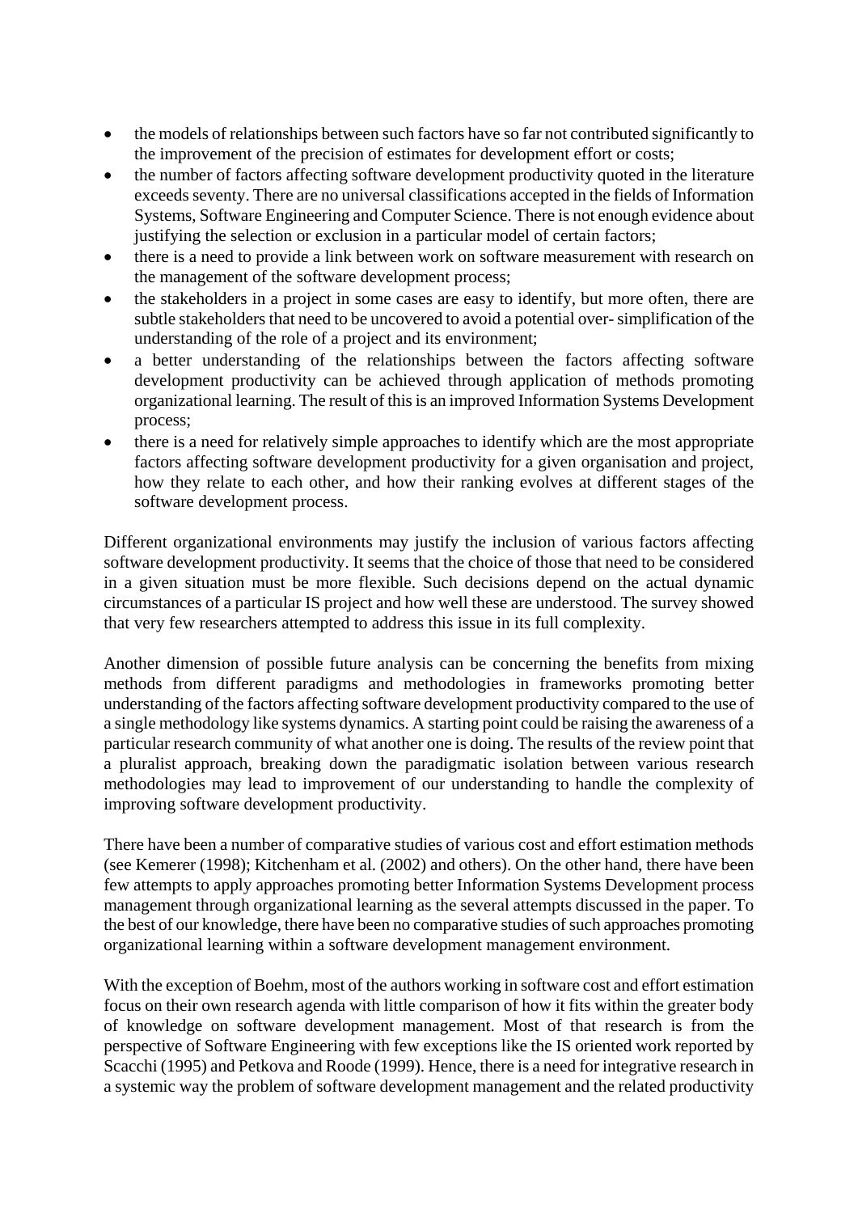- the models of relationships between such factors have so far not contributed significantly to the improvement of the precision of estimates for development effort or costs;
- the number of factors affecting software development productivity quoted in the literature exceeds seventy. There are no universal classifications accepted in the fields of Information Systems, Software Engineering and Computer Science. There is not enough evidence about justifying the selection or exclusion in a particular model of certain factors;
- there is a need to provide a link between work on software measurement with research on the management of the software development process;
- the stakeholders in a project in some cases are easy to identify, but more often, there are subtle stakeholders that need to be uncovered to avoid a potential over- simplification of the understanding of the role of a project and its environment;
- a better understanding of the relationships between the factors affecting software development productivity can be achieved through application of methods promoting organizational learning. The result of this is an improved Information Systems Development process;
- there is a need for relatively simple approaches to identify which are the most appropriate factors affecting software development productivity for a given organisation and project, how they relate to each other, and how their ranking evolves at different stages of the software development process.

Different organizational environments may justify the inclusion of various factors affecting software development productivity. It seems that the choice of those that need to be considered in a given situation must be more flexible. Such decisions depend on the actual dynamic circumstances of a particular IS project and how well these are understood. The survey showed that very few researchers attempted to address this issue in its full complexity.

Another dimension of possible future analysis can be concerning the benefits from mixing methods from different paradigms and methodologies in frameworks promoting better understanding of the factors affecting software development productivity compared to the use of a single methodology like systems dynamics. A starting point could be raising the awareness of a particular research community of what another one is doing. The results of the review point that a pluralist approach, breaking down the paradigmatic isolation between various research methodologies may lead to improvement of our understanding to handle the complexity of improving software development productivity.

There have been a number of comparative studies of various cost and effort estimation methods (see Kemerer (1998); Kitchenham et al. (2002) and others). On the other hand, there have been few attempts to apply approaches promoting better Information Systems Development process management through organizational learning as the several attempts discussed in the paper. To the best of our knowledge, there have been no comparative studies of such approaches promoting organizational learning within a software development management environment.

With the exception of Boehm, most of the authors working in software cost and effort estimation focus on their own research agenda with little comparison of how it fits within the greater body of knowledge on software development management. Most of that research is from the perspective of Software Engineering with few exceptions like the IS oriented work reported by Scacchi (1995) and Petkova and Roode (1999). Hence, there is a need for integrative research in a systemic way the problem of software development management and the related productivity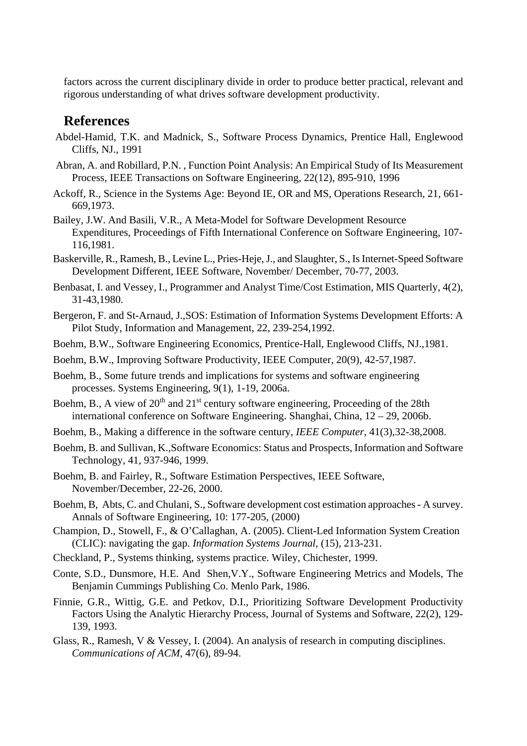factors across the current disciplinary divide in order to produce better practical, relevant and rigorous understanding of what drives software development productivity.

## References

Abdel-Hamid, T.K. and Madnick, S., Software Process Dynamics, Prentice Hall, Englewood Cliffs, NJ., 1991

Abran, A. and Robillard, P.N. , Function Point Analysis: An Empirical Study of Its Measurement Process, IEEE Transactions on Software Engineering, 22(12), 895-910, 1996

Ackoff, R., Science in the Systems Age: Beyond IE, OR and MS, Operations Research, 21, 661-669,1973.

Bailey, J.W. And Basili, V.R., A Meta-Model for Software Development Resource Expenditures, Proceedings of Fifth International Conference on Software Engineering, 107-116,1981.

Baskerville, R., Ramesh, B., Levine L., Pries-Heje, J., and Slaughter, S., Is Internet-Speed Software Development Different, IEEE Software, November/ December, 70-77, 2003.

Benbasat, I. and Vessey, I., Programmer and Analyst Time/Cost Estimation, MIS Quarterly, 4(2), 31-43,1980.

Bergeron, F. and St-Arnaud, J.,SOS: Estimation of Information Systems Development Efforts: A Pilot Study, Information and Management, 22, 239-254,1992.

Boehm, B.W., Software Engineering Economics, Prentice-Hall, Englewood Cliffs, NJ.,1981.

Boehm, B.W., Improving Software Productivity, IEEE Computer, 20(9), 42-57,1987.

Boehm, B., Some future trends and implications for systems and software engineering processes. Systems Engineering, 9(1), 1-19, 2006a.

Boehm, B., A view of 20th and 21st century software engineering, Proceeding of the 28th international conference on Software Engineering. Shanghai, China, 12 – 29, 2006b.

Boehm, B., Making a difference in the software century, *IEEE Computer*, 41(3),32-38,2008.

Boehm, B. and Sullivan, K.,Software Economics: Status and Prospects, Information and Software Technology, 41, 937-946, 1999.

Boehm, B. and Fairley, R., Software Estimation Perspectives, IEEE Software, November/December, 22-26, 2000.

Boehm, B, Abts, C. and Chulani, S., Software development cost estimation approaches - A survey. Annals of Software Engineering, 10: 177-205, (2000)

Champion, D., Stowell, F., & O'Callaghan, A. (2005). Client-Led Information System Creation (CLIC): navigating the gap. *Information Systems Journal*, (15), 213-231.

Checkland, P., Systems thinking, systems practice. Wiley, Chichester, 1999.

Conte, S.D., Dunsmore, H.E. And Shen,V.Y., Software Engineering Metrics and Models, The Benjamin Cummings Publishing Co. Menlo Park, 1986.

Finnie, G.R., Wittig, G.E. and Petkov, D.I., Prioritizing Software Development Productivity Factors Using the Analytic Hierarchy Process, Journal of Systems and Software, 22(2), 129-139, 1993.

Glass, R., Ramesh, V & Vessey, I. (2004). An analysis of research in computing disciplines. *Communications of ACM*, 47(6), 89-94.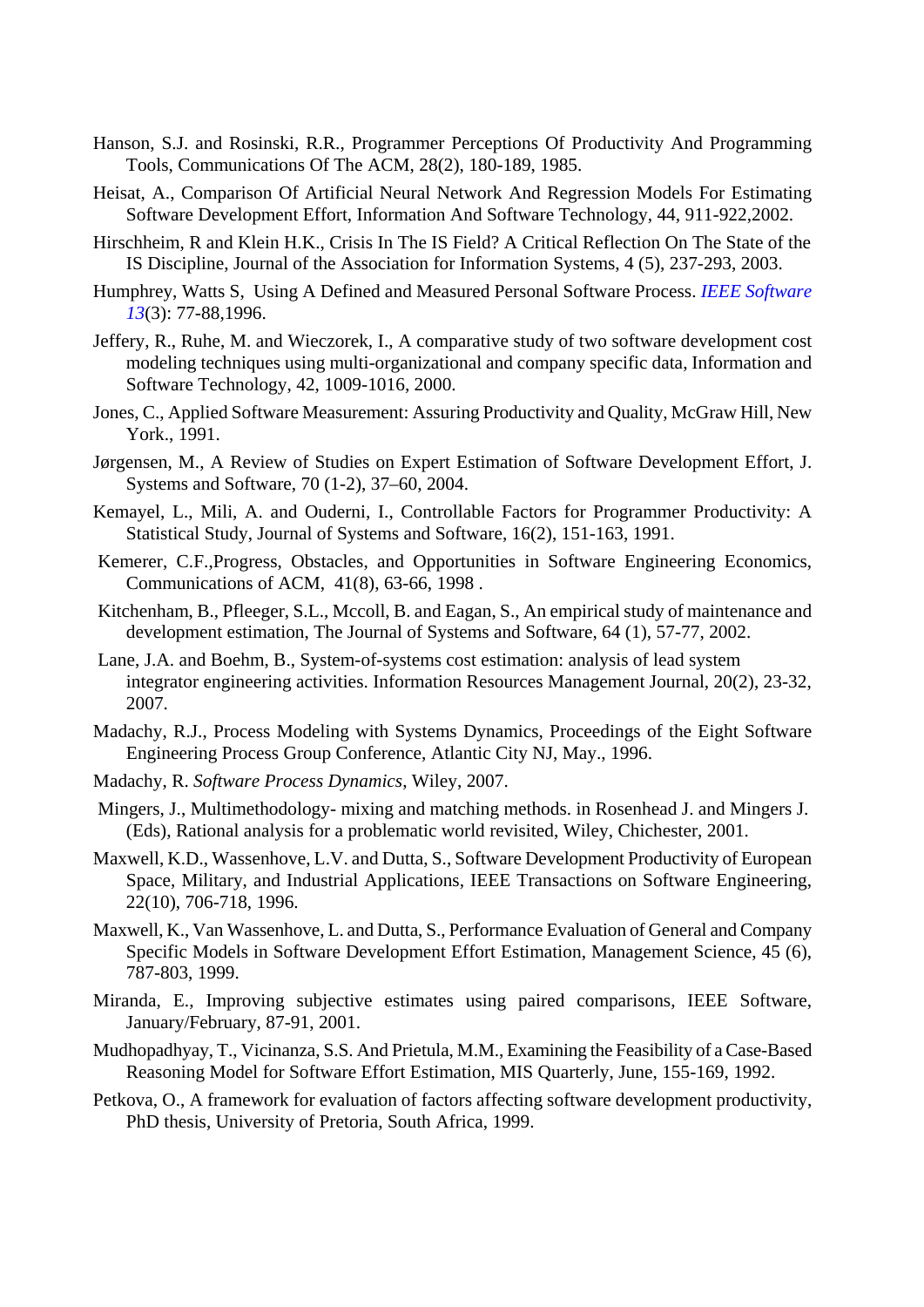Hanson, S.J. and Rosinski, R.R., Programmer Perceptions Of Productivity And Programming Tools, Communications Of The ACM, 28(2), 180-189, 1985.

Heisat, A., Comparison Of Artificial Neural Network And Regression Models For Estimating Software Development Effort, Information And Software Technology, 44, 911-922,2002.

Hirschheim, R and Klein H.K., Crisis In The IS Field? A Critical Reflection On The State of the IS Discipline, Journal of the Association for Information Systems, 4 (5), 237-293, 2003.

Humphrey, Watts S, Using A Defined and Measured Personal Software Process. *IEEE Software 13*(3): 77-88,1996.

Jeffery, R., Ruhe, M. and Wieczorek, I., A comparative study of two software development cost modeling techniques using multi-organizational and company specific data, Information and Software Technology, 42, 1009-1016, 2000.

Jones, C., Applied Software Measurement: Assuring Productivity and Quality, McGraw Hill, New York., 1991.

Jørgensen, M., A Review of Studies on Expert Estimation of Software Development Effort, J. Systems and Software, 70 (1-2), 37–60, 2004.

Kemayel, L., Mili, A. and Ouderni, I., Controllable Factors for Programmer Productivity: A Statistical Study, Journal of Systems and Software, 16(2), 151-163, 1991.

Kemerer, C.F.,Progress, Obstacles, and Opportunities in Software Engineering Economics, Communications of ACM, 41(8), 63-66, 1998 .

Kitchenham, B., Pfleeger, S.L., Mccoll, B. and Eagan, S., An empirical study of maintenance and development estimation, The Journal of Systems and Software, 64 (1), 57-77, 2002.

Lane, J.A. and Boehm, B., System-of-systems cost estimation: analysis of lead system integrator engineering activities. Information Resources Management Journal, 20(2), 23-32, 2007.

Madachy, R.J., Process Modeling with Systems Dynamics, Proceedings of the Eight Software Engineering Process Group Conference, Atlantic City NJ, May., 1996.

Madachy, R. *Software Process Dynamics*, Wiley, 2007.

Mingers, J., Multimethodology- mixing and matching methods. in Rosenhead J. and Mingers J. (Eds), Rational analysis for a problematic world revisited, Wiley, Chichester, 2001.

Maxwell, K.D., Wassenhove, L.V. and Dutta, S., Software Development Productivity of European Space, Military, and Industrial Applications, IEEE Transactions on Software Engineering, 22(10), 706-718, 1996.

Maxwell, K., Van Wassenhove, L. and Dutta, S., Performance Evaluation of General and Company Specific Models in Software Development Effort Estimation, Management Science, 45 (6), 787-803, 1999.

Miranda, E., Improving subjective estimates using paired comparisons, IEEE Software, January/February, 87-91, 2001.

Mudhopadhyay, T., Vicinanza, S.S. And Prietula, M.M., Examining the Feasibility of a Case-Based Reasoning Model for Software Effort Estimation, MIS Quarterly, June, 155-169, 1992.

Petkova, O., A framework for evaluation of factors affecting software development productivity, PhD thesis, University of Pretoria, South Africa, 1999.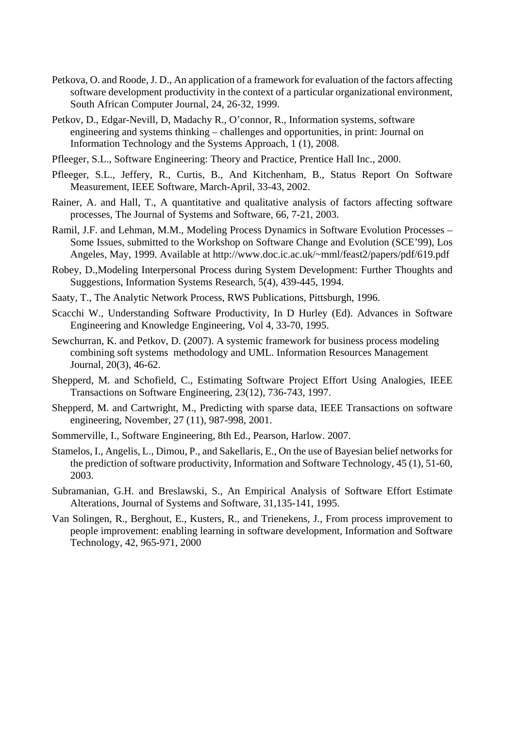Petkova, O. and Roode, J. D., An application of a framework for evaluation of the factors affecting software development productivity in the context of a particular organizational environment, South African Computer Journal, 24, 26-32, 1999.

Petkov, D., Edgar-Nevill, D, Madachy R., O'connor, R., Information systems, software engineering and systems thinking – challenges and opportunities, in print: Journal on Information Technology and the Systems Approach, 1 (1), 2008.

Pfleeger, S.L., Software Engineering: Theory and Practice, Prentice Hall Inc., 2000.

Pfleeger, S.L., Jeffery, R., Curtis, B., And Kitchenham, B., Status Report On Software Measurement, IEEE Software, March-April, 33-43, 2002.

Rainer, A. and Hall, T., A quantitative and qualitative analysis of factors affecting software processes, The Journal of Systems and Software, 66, 7-21, 2003.

Ramil, J.F. and Lehman, M.M., Modeling Process Dynamics in Software Evolution Processes – Some Issues, submitted to the Workshop on Software Change and Evolution (SCE'99), Los Angeles, May, 1999. Available at http://www.doc.ic.ac.uk/~mml/feast2/papers/pdf/619.pdf

Robey, D.,Modeling Interpersonal Process during System Development: Further Thoughts and Suggestions, Information Systems Research, 5(4), 439-445, 1994.

Saaty, T., The Analytic Network Process, RWS Publications, Pittsburgh, 1996.

Scacchi W., Understanding Software Productivity, In D Hurley (Ed). Advances in Software Engineering and Knowledge Engineering, Vol 4, 33-70, 1995.

Sewchurran, K. and Petkov, D. (2007). A systemic framework for business process modeling combining soft systems methodology and UML. Information Resources Management Journal, 20(3), 46-62.

Shepperd, M. and Schofield, C., Estimating Software Project Effort Using Analogies, IEEE Transactions on Software Engineering, 23(12), 736-743, 1997.

Shepperd, M. and Cartwright, M., Predicting with sparse data, IEEE Transactions on software engineering, November, 27 (11), 987-998, 2001.

Sommerville, I., Software Engineering, 8th Ed., Pearson, Harlow. 2007.

Stamelos, I., Angelis, L., Dimou, P., and Sakellaris, E., On the use of Bayesian belief networks for the prediction of software productivity, Information and Software Technology, 45 (1), 51-60, 2003.

Subramanian, G.H. and Breslawski, S., An Empirical Analysis of Software Effort Estimate Alterations, Journal of Systems and Software, 31,135-141, 1995.

Van Solingen, R., Berghout, E., Kusters, R., and Trienekens, J., From process improvement to people improvement: enabling learning in software development, Information and Software Technology, 42, 965-971, 2000